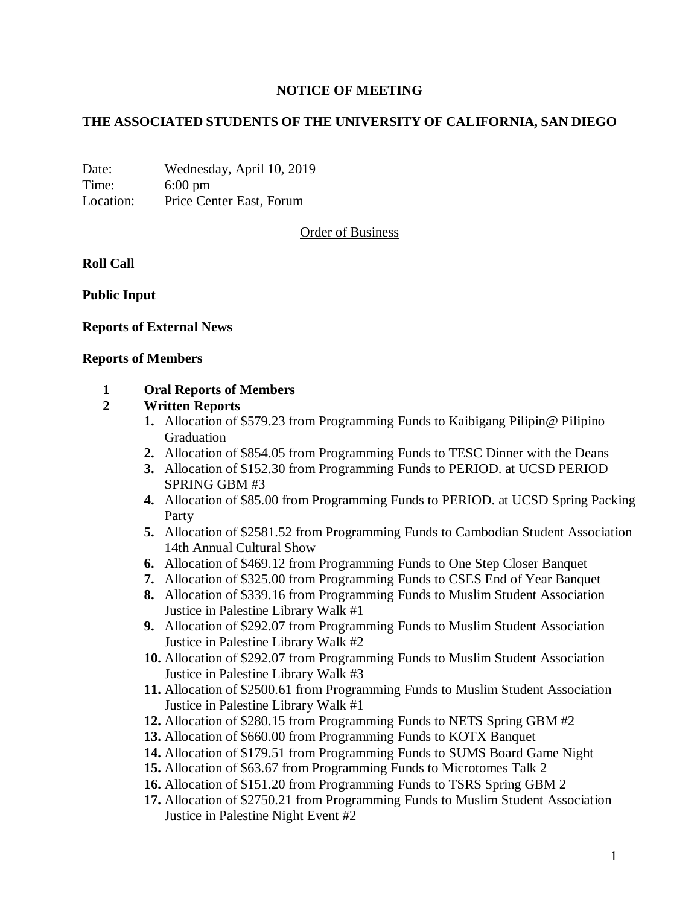**NOTICE OF MEETING**

**THE ASSOCIATED STUDENTS OF THE UNIVERSITY OF CALIFORNIA, SAN DIEGO**

Date: Wednesday, April 10, 2019
Time: 6:00 pm
Location: Price Center East, Forum

Order of Business

**Roll Call**

**Public Input**

**Reports of External News**

**Reports of Members**

1 **Oral Reports of Members**

2 **Written Reports**

1. Allocation of $579.23 from Programming Funds to Kaibigang Pilipin@ Pilipino Graduation
2. Allocation of $854.05 from Programming Funds to TESC Dinner with the Deans
3. Allocation of $152.30 from Programming Funds to PERIOD. at UCSD PERIOD SPRING GBM #3
4. Allocation of $85.00 from Programming Funds to PERIOD. at UCSD Spring Packing Party
5. Allocation of $2581.52 from Programming Funds to Cambodian Student Association 14th Annual Cultural Show
6. Allocation of $469.12 from Programming Funds to One Step Closer Banquet
7. Allocation of $325.00 from Programming Funds to CSES End of Year Banquet
8. Allocation of $339.16 from Programming Funds to Muslim Student Association Justice in Palestine Library Walk #1
9. Allocation of $292.07 from Programming Funds to Muslim Student Association Justice in Palestine Library Walk #2
10. Allocation of $292.07 from Programming Funds to Muslim Student Association Justice in Palestine Library Walk #3
11. Allocation of $2500.61 from Programming Funds to Muslim Student Association Justice in Palestine Library Walk #1
12. Allocation of $280.15 from Programming Funds to NETS Spring GBM #2
13. Allocation of $660.00 from Programming Funds to KOTX Banquet
14. Allocation of $179.51 from Programming Funds to SUMS Board Game Night
15. Allocation of $63.67 from Programming Funds to Microtomes Talk 2
16. Allocation of $151.20 from Programming Funds to TSRS Spring GBM 2
17. Allocation of $2750.21 from Programming Funds to Muslim Student Association Justice in Palestine Night Event #2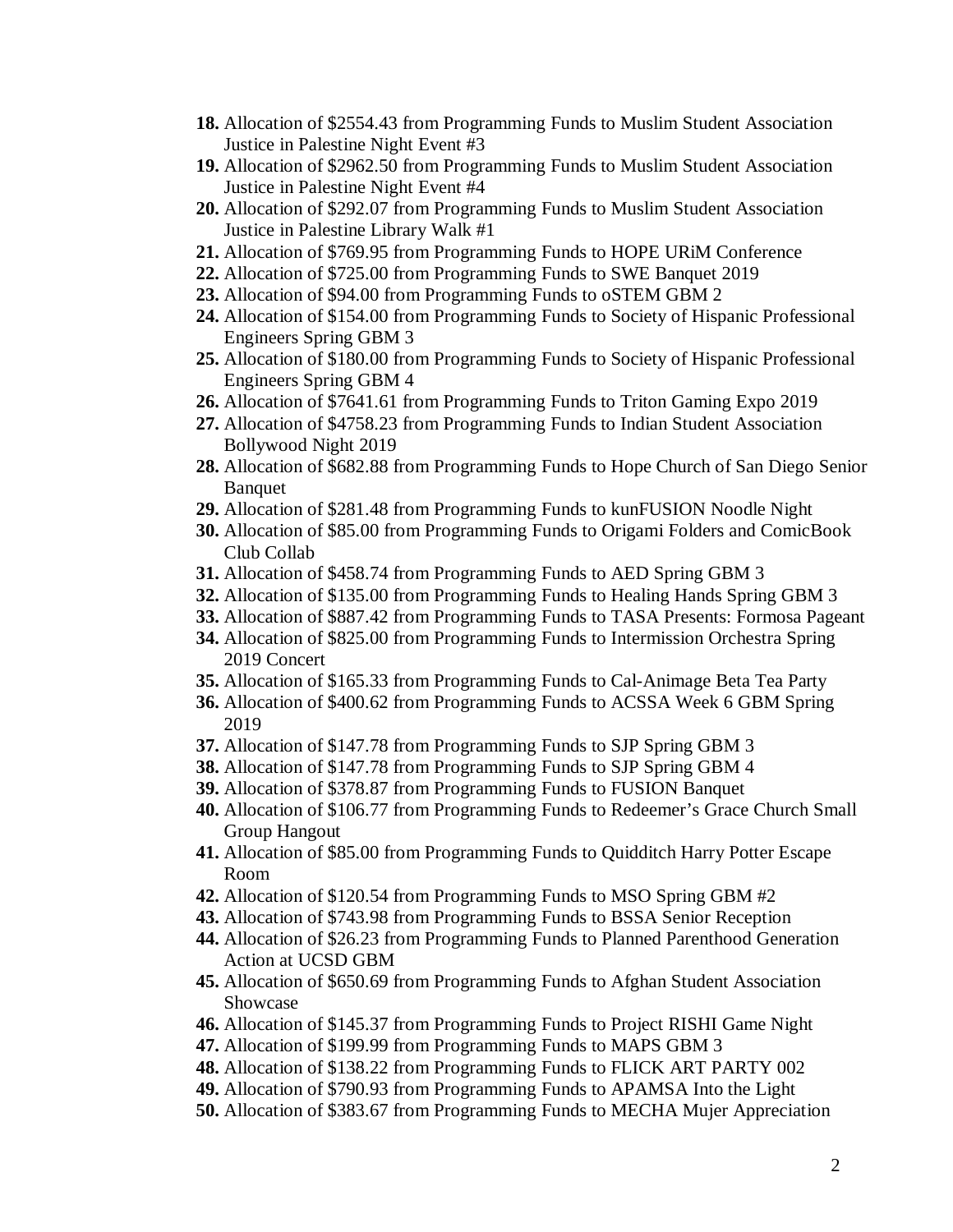18. Allocation of $2554.43 from Programming Funds to Muslim Student Association Justice in Palestine Night Event #3
19. Allocation of $2962.50 from Programming Funds to Muslim Student Association Justice in Palestine Night Event #4
20. Allocation of $292.07 from Programming Funds to Muslim Student Association Justice in Palestine Library Walk #1
21. Allocation of $769.95 from Programming Funds to HOPE URiM Conference
22. Allocation of $725.00 from Programming Funds to SWE Banquet 2019
23. Allocation of $94.00 from Programming Funds to oSTEM GBM 2
24. Allocation of $154.00 from Programming Funds to Society of Hispanic Professional Engineers Spring GBM 3
25. Allocation of $180.00 from Programming Funds to Society of Hispanic Professional Engineers Spring GBM 4
26. Allocation of $7641.61 from Programming Funds to Triton Gaming Expo 2019
27. Allocation of $4758.23 from Programming Funds to Indian Student Association Bollywood Night 2019
28. Allocation of $682.88 from Programming Funds to Hope Church of San Diego Senior Banquet
29. Allocation of $281.48 from Programming Funds to kunFUSION Noodle Night
30. Allocation of $85.00 from Programming Funds to Origami Folders and ComicBook Club Collab
31. Allocation of $458.74 from Programming Funds to AED Spring GBM 3
32. Allocation of $135.00 from Programming Funds to Healing Hands Spring GBM 3
33. Allocation of $887.42 from Programming Funds to TASA Presents: Formosa Pageant
34. Allocation of $825.00 from Programming Funds to Intermission Orchestra Spring 2019 Concert
35. Allocation of $165.33 from Programming Funds to Cal-Animage Beta Tea Party
36. Allocation of $400.62 from Programming Funds to ACSSA Week 6 GBM Spring 2019
37. Allocation of $147.78 from Programming Funds to SJP Spring GBM 3
38. Allocation of $147.78 from Programming Funds to SJP Spring GBM 4
39. Allocation of $378.87 from Programming Funds to FUSION Banquet
40. Allocation of $106.77 from Programming Funds to Redeemer's Grace Church Small Group Hangout
41. Allocation of $85.00 from Programming Funds to Quidditch Harry Potter Escape Room
42. Allocation of $120.54 from Programming Funds to MSO Spring GBM #2
43. Allocation of $743.98 from Programming Funds to BSSA Senior Reception
44. Allocation of $26.23 from Programming Funds to Planned Parenthood Generation Action at UCSD GBM
45. Allocation of $650.69 from Programming Funds to Afghan Student Association Showcase
46. Allocation of $145.37 from Programming Funds to Project RISHI Game Night
47. Allocation of $199.99 from Programming Funds to MAPS GBM 3
48. Allocation of $138.22 from Programming Funds to FLICK ART PARTY 002
49. Allocation of $790.93 from Programming Funds to APAMSA Into the Light
50. Allocation of $383.67 from Programming Funds to MECHA Mujer Appreciation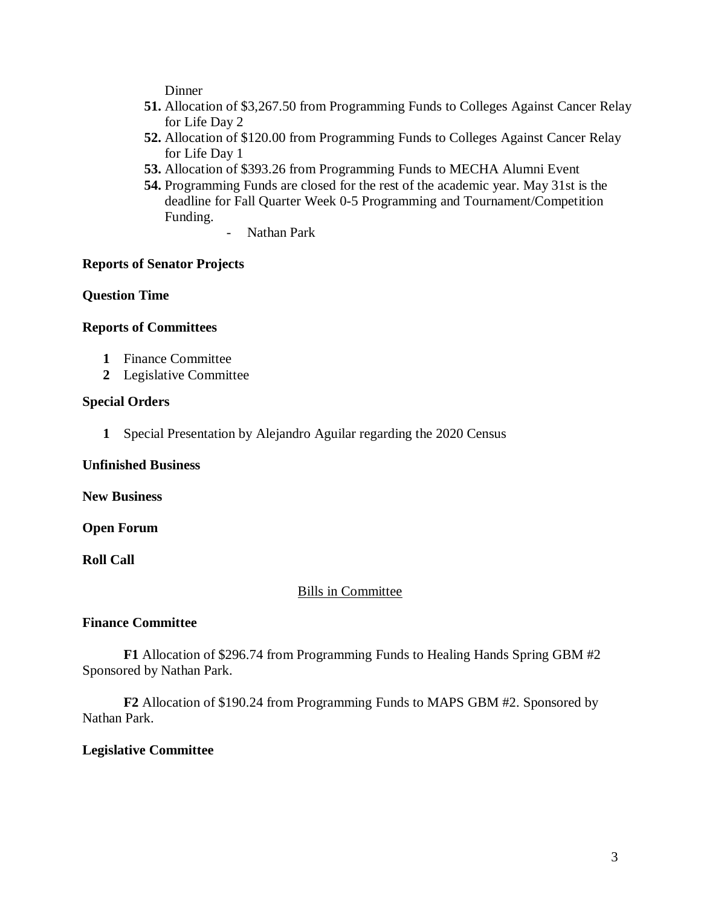Dinner

51. Allocation of $3,267.50 from Programming Funds to Colleges Against Cancer Relay for Life Day 2
52. Allocation of $120.00 from Programming Funds to Colleges Against Cancer Relay for Life Day 1
53. Allocation of $393.26 from Programming Funds to MECHA Alumni Event
54. Programming Funds are closed for the rest of the academic year. May 31st is the deadline for Fall Quarter Week 0-5 Programming and Tournament/Competition Funding.

    - Nathan Park

**Reports of Senator Projects**

**Question Time**

**Reports of Committees**

1. Finance Committee
2. Legislative Committee

**Special Orders**

1. Special Presentation by Alejandro Aguilar regarding the 2020 Census

**Unfinished Business**

**New Business**

**Open Forum**

**Roll Call**

Bills in Committee

**Finance Committee**

**F1** Allocation of $296.74 from Programming Funds to Healing Hands Spring GBM #2 Sponsored by Nathan Park.

**F2** Allocation of $190.24 from Programming Funds to MAPS GBM #2. Sponsored by Nathan Park.

**Legislative Committee**